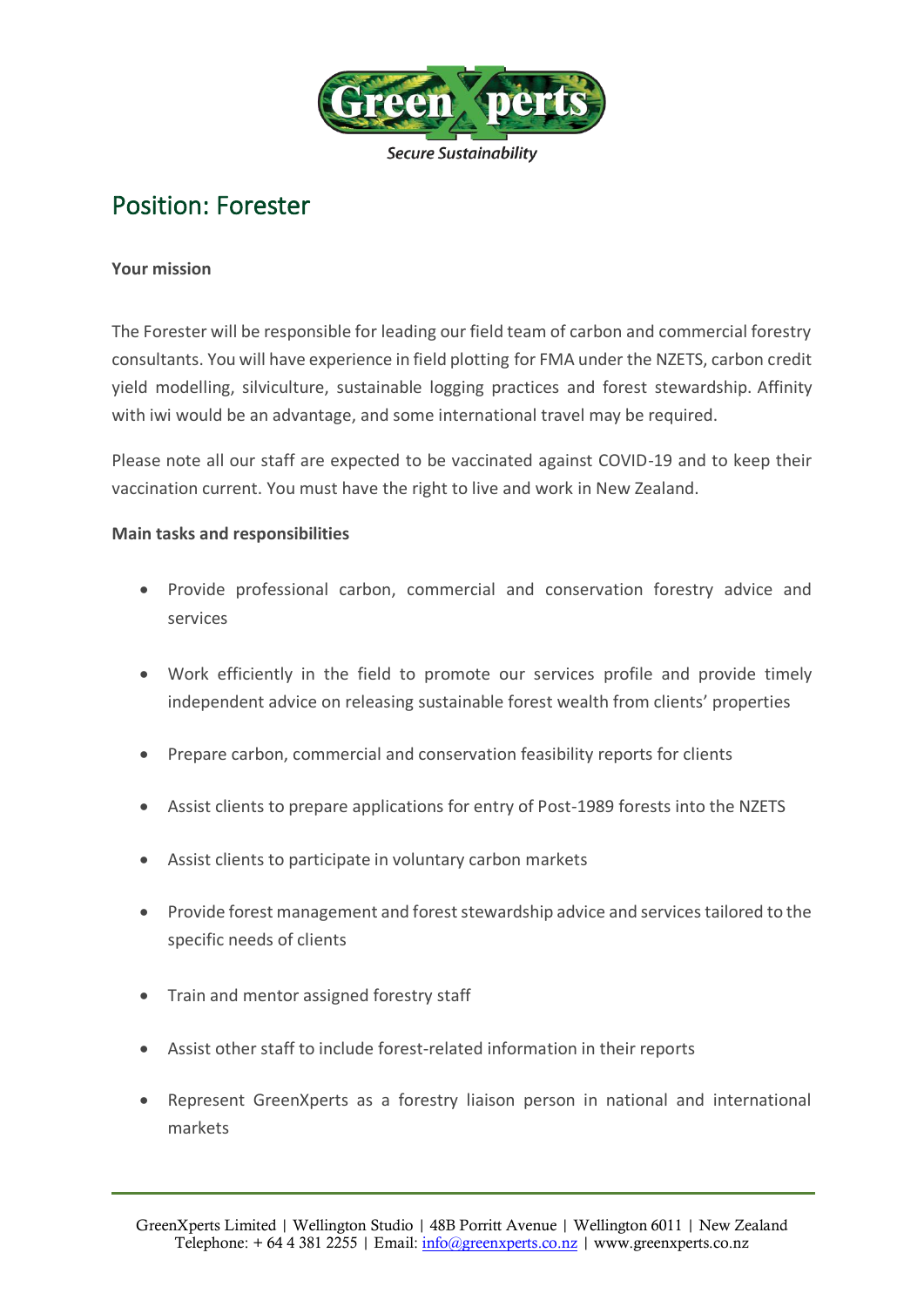# Position: Forester

**Your mission**

The Forester will be responsible for leading our field team of carbon and commercial forestry consultants. You will have experience in field plotting for FMA under the NZETS, carbon credit yield modelling, silviculture, sustainable logging practices and forest stewardship. Affinity with iwi would be an advantage, and some international travel may be required.

Please note all our staff are expected to be vaccinated against COVID-19 and to keep their vaccination current. You must have the right to live and work in New Zealand.

**Main tasks and responsibilities**

- Provide professional carbon, commercial and conservation forestry advice and services
- Work efficiently in the field to promote our services profile and provide timely independent advice on releasing sustainable forest wealth from clients' properties
- Prepare carbon, commercial and conservation feasibility reports for clients
- Assist clients to prepare applications for entry of Post-1989 forests into the NZETS
- Assist clients to participate in voluntary carbon markets
- Provide forest management and forest stewardship advice and services tailored to the specific needs of clients
- Train and mentor assigned forestry staff
- Assist other staff to include forest-related information in their reports
- Represent GreenXperts as a forestry liaison person in national and international markets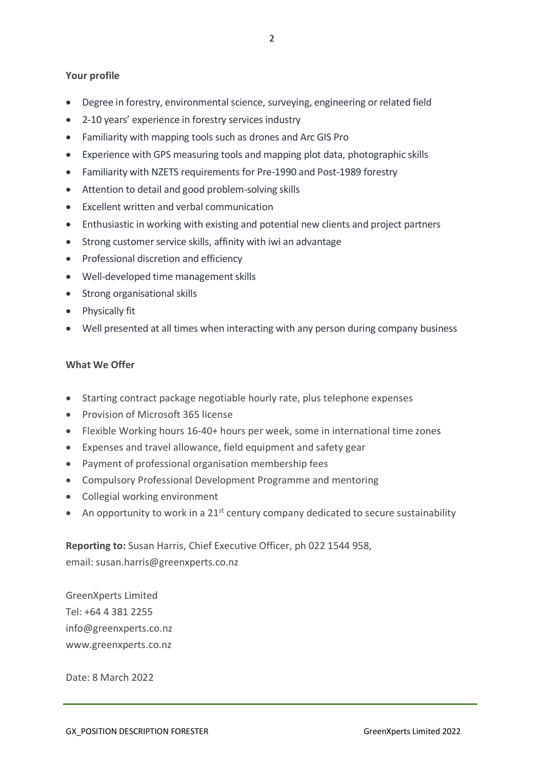**Your profile**

- Degree in forestry, environmental science, surveying, engineering or related field
- 2-10 years' experience in forestry services industry
- Familiarity with mapping tools such as drones and Arc GIS Pro
- Experience with GPS measuring tools and mapping plot data, photographic skills
- Familiarity with NZETS requirements for Pre-1990 and Post-1989 forestry
- Attention to detail and good problem-solving skills
- Excellent written and verbal communication
- Enthusiastic in working with existing and potential new clients and project partners
- Strong customer service skills, affinity with iwi an advantage
- Professional discretion and efficiency
- Well-developed time management skills
- Strong organisational skills
- Physically fit
- Well presented at all times when interacting with any person during company business

**What We Offer**

- Starting contract package negotiable hourly rate, plus telephone expenses
- Provision of Microsoft 365 license
- Flexible Working hours 16-40+ hours per week, some in international time zones
- Expenses and travel allowance, field equipment and safety gear
- Payment of professional organisation membership fees
- Compulsory Professional Development Programme and mentoring
- Collegial working environment
- An opportunity to work in a 21st century company dedicated to secure sustainability

**Reporting to:** Susan Harris, Chief Executive Officer, ph 022 1544 958,
email: susan.harris@greenxperts.co.nz

GreenXperts Limited
Tel: +64 4 381 2255
info@greenxperts.co.nz
www.greenxperts.co.nz

Date: 8 March 2022